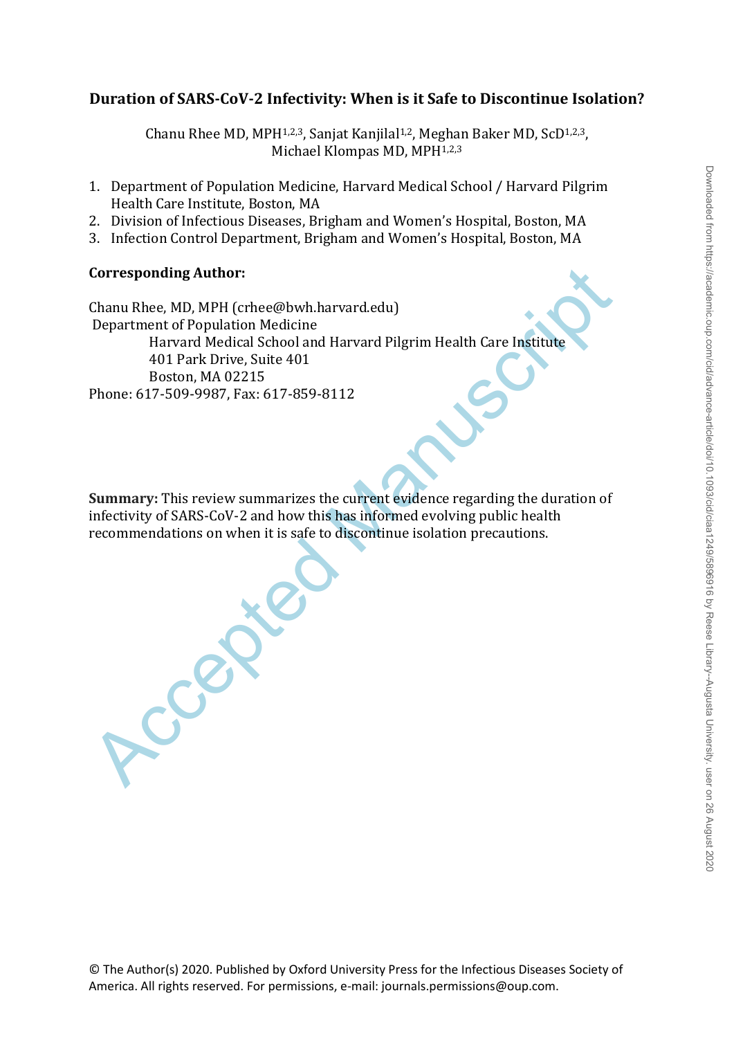# Duration of SARS-CoV-2 Infectivity: When is it Safe to Discontinue Isolation?

Chanu Rhee MD, MPH[1,2,3], Sanjat Kanjilal[1,2], Meghan Baker MD, ScD[1,2,3], Michael Klompas MD, MPH[1,2,3]

1. Department of Population Medicine, Harvard Medical School / Harvard Pilgrim Health Care Institute, Boston, MA
2. Division of Infectious Diseases, Brigham and Women's Hospital, Boston, MA
3. Infection Control Department, Brigham and Women's Hospital, Boston, MA

**Corresponding Author:**

Chanu Rhee, MD, MPH (crhee@bwh.harvard.edu)
Department of Population Medicine
Harvard Medical School and Harvard Pilgrim Health Care Institute
401 Park Drive, Suite 401
Boston, MA 02215
Phone: 617-509-9987, Fax: 617-859-8112

**Summary:** This review summarizes the current evidence regarding the duration of infectivity of SARS-CoV-2 and how this has informed evolving public health recommendations on when it is safe to discontinue isolation precautions.

© The Author(s) 2020. Published by Oxford University Press for the Infectious Diseases Society of America. All rights reserved. For permissions, e-mail: journals.permissions@oup.com.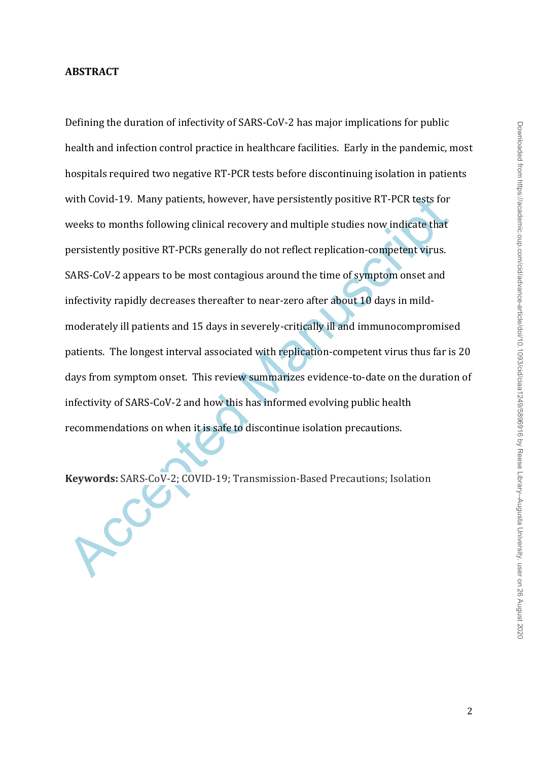## ABSTRACT

Defining the duration of infectivity of SARS-CoV-2 has major implications for public health and infection control practice in healthcare facilities. Early in the pandemic, most hospitals required two negative RT-PCR tests before discontinuing isolation in patients with Covid-19. Many patients, however, have persistently positive RT-PCR tests for weeks to months following clinical recovery and multiple studies now indicate that persistently positive RT-PCRs generally do not reflect replication-competent virus. SARS-CoV-2 appears to be most contagious around the time of symptom onset and infectivity rapidly decreases thereafter to near-zero after about 10 days in mild-moderately ill patients and 15 days in severely-critically ill and immunocompromised patients. The longest interval associated with replication-competent virus thus far is 20 days from symptom onset. This review summarizes evidence-to-date on the duration of infectivity of SARS-CoV-2 and how this has informed evolving public health recommendations on when it is safe to discontinue isolation precautions.

**Keywords:** SARS-CoV-2; COVID-19; Transmission-Based Precautions; Isolation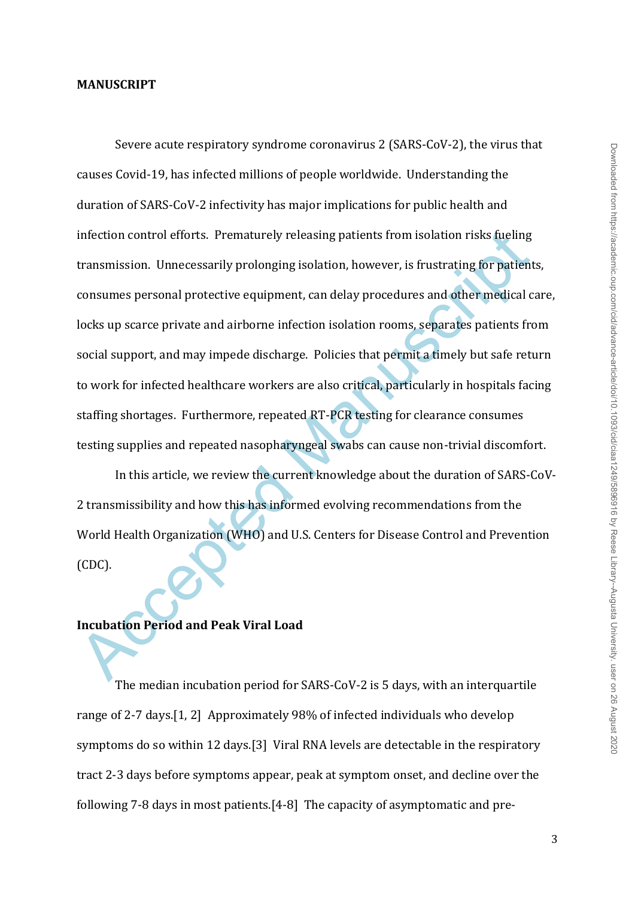## MANUSCRIPT

Severe acute respiratory syndrome coronavirus 2 (SARS-CoV-2), the virus that causes Covid-19, has infected millions of people worldwide. Understanding the duration of SARS-CoV-2 infectivity has major implications for public health and infection control efforts. Prematurely releasing patients from isolation risks fueling transmission. Unnecessarily prolonging isolation, however, is frustrating for patients, consumes personal protective equipment, can delay procedures and other medical care, locks up scarce private and airborne infection isolation rooms, separates patients from social support, and may impede discharge. Policies that permit a timely but safe return to work for infected healthcare workers are also critical, particularly in hospitals facing staffing shortages. Furthermore, repeated RT-PCR testing for clearance consumes testing supplies and repeated nasopharyngeal swabs can cause non-trivial discomfort.

In this article, we review the current knowledge about the duration of SARS-CoV-2 transmissibility and how this has informed evolving recommendations from the World Health Organization (WHO) and U.S. Centers for Disease Control and Prevention (CDC).

## Incubation Period and Peak Viral Load

The median incubation period for SARS-CoV-2 is 5 days, with an interquartile range of 2-7 days.[1, 2] Approximately 98% of infected individuals who develop symptoms do so within 12 days.[3] Viral RNA levels are detectable in the respiratory tract 2-3 days before symptoms appear, peak at symptom onset, and decline over the following 7-8 days in most patients.[4-8] The capacity of asymptomatic and pre-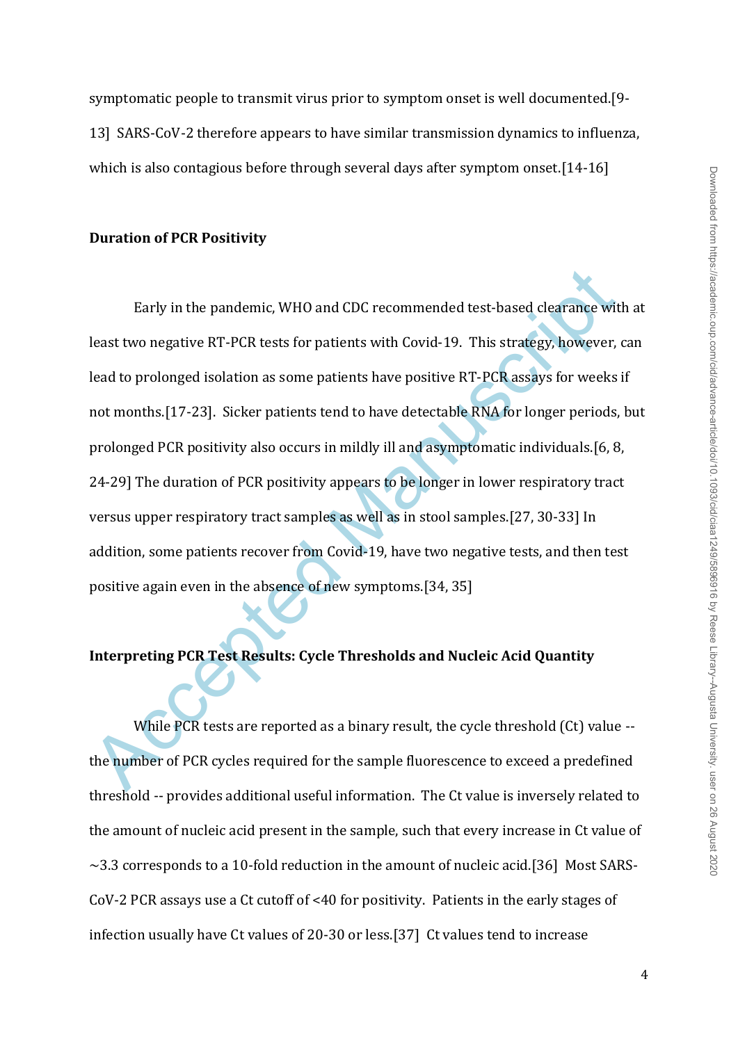symptomatic people to transmit virus prior to symptom onset is well documented.[9-13] SARS-CoV-2 therefore appears to have similar transmission dynamics to influenza, which is also contagious before through several days after symptom onset.[14-16]

## Duration of PCR Positivity

Early in the pandemic, WHO and CDC recommended test-based clearance with at least two negative RT-PCR tests for patients with Covid-19. This strategy, however, can lead to prolonged isolation as some patients have positive RT-PCR assays for weeks if not months.[17-23]. Sicker patients tend to have detectable RNA for longer periods, but prolonged PCR positivity also occurs in mildly ill and asymptomatic individuals.[6, 8, 24-29] The duration of PCR positivity appears to be longer in lower respiratory tract versus upper respiratory tract samples as well as in stool samples.[27, 30-33] In addition, some patients recover from Covid-19, have two negative tests, and then test positive again even in the absence of new symptoms.[34, 35]

## Interpreting PCR Test Results: Cycle Thresholds and Nucleic Acid Quantity

While PCR tests are reported as a binary result, the cycle threshold (Ct) value -- the number of PCR cycles required for the sample fluorescence to exceed a predefined threshold -- provides additional useful information. The Ct value is inversely related to the amount of nucleic acid present in the sample, such that every increase in Ct value of ~3.3 corresponds to a 10-fold reduction in the amount of nucleic acid.[36] Most SARS-CoV-2 PCR assays use a Ct cutoff of <40 for positivity. Patients in the early stages of infection usually have Ct values of 20-30 or less.[37] Ct values tend to increase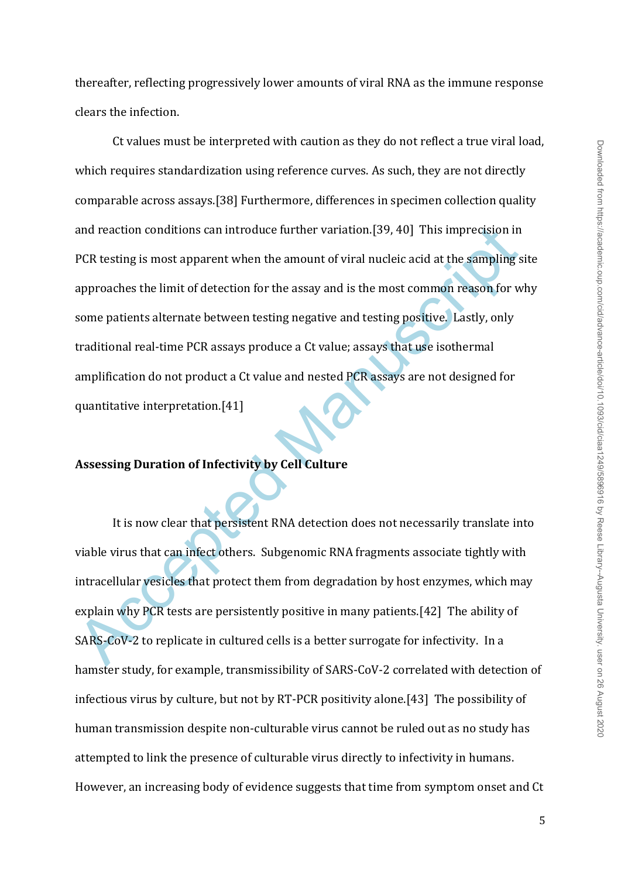thereafter, reflecting progressively lower amounts of viral RNA as the immune response clears the infection.

Ct values must be interpreted with caution as they do not reflect a true viral load, which requires standardization using reference curves. As such, they are not directly comparable across assays.[38] Furthermore, differences in specimen collection quality and reaction conditions can introduce further variation.[39, 40] This imprecision in PCR testing is most apparent when the amount of viral nucleic acid at the sampling site approaches the limit of detection for the assay and is the most common reason for why some patients alternate between testing negative and testing positive. Lastly, only traditional real-time PCR assays produce a Ct value; assays that use isothermal amplification do not product a Ct value and nested PCR assays are not designed for quantitative interpretation.[41]

**Assessing Duration of Infectivity by Cell Culture**

It is now clear that persistent RNA detection does not necessarily translate into viable virus that can infect others. Subgenomic RNA fragments associate tightly with intracellular vesicles that protect them from degradation by host enzymes, which may explain why PCR tests are persistently positive in many patients.[42] The ability of SARS-CoV-2 to replicate in cultured cells is a better surrogate for infectivity. In a hamster study, for example, transmissibility of SARS-CoV-2 correlated with detection of infectious virus by culture, but not by RT-PCR positivity alone.[43] The possibility of human transmission despite non-culturable virus cannot be ruled out as no study has attempted to link the presence of culturable virus directly to infectivity in humans. However, an increasing body of evidence suggests that time from symptom onset and Ct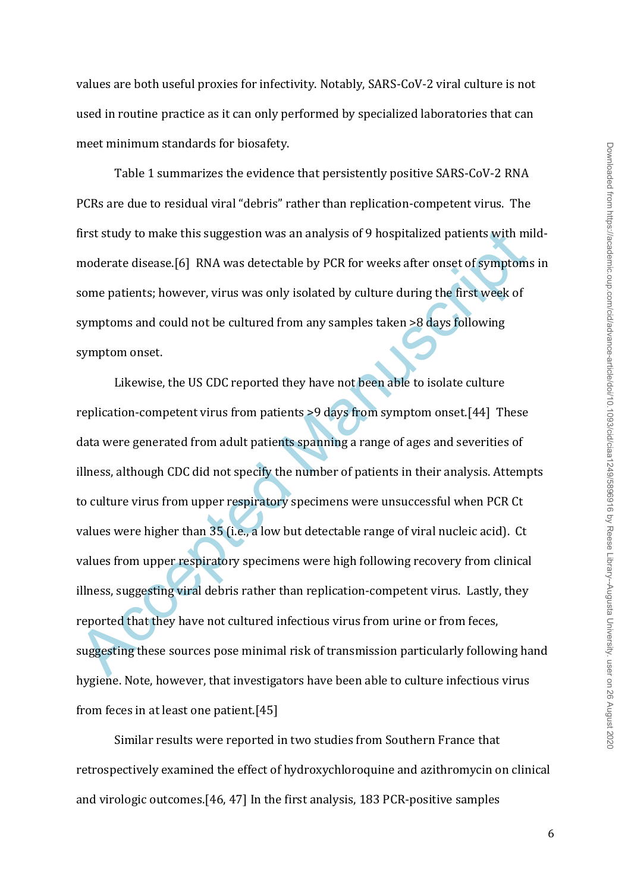values are both useful proxies for infectivity. Notably, SARS-CoV-2 viral culture is not used in routine practice as it can only performed by specialized laboratories that can meet minimum standards for biosafety.

Table 1 summarizes the evidence that persistently positive SARS-CoV-2 RNA PCRs are due to residual viral "debris" rather than replication-competent virus. The first study to make this suggestion was an analysis of 9 hospitalized patients with mild-moderate disease.[6] RNA was detectable by PCR for weeks after onset of symptoms in some patients; however, virus was only isolated by culture during the first week of symptoms and could not be cultured from any samples taken >8 days following symptom onset.

Likewise, the US CDC reported they have not been able to isolate culture replication-competent virus from patients >9 days from symptom onset.[44] These data were generated from adult patients spanning a range of ages and severities of illness, although CDC did not specify the number of patients in their analysis. Attempts to culture virus from upper respiratory specimens were unsuccessful when PCR Ct values were higher than 35 (i.e., a low but detectable range of viral nucleic acid). Ct values from upper respiratory specimens were high following recovery from clinical illness, suggesting viral debris rather than replication-competent virus. Lastly, they reported that they have not cultured infectious virus from urine or from feces, suggesting these sources pose minimal risk of transmission particularly following hand hygiene. Note, however, that investigators have been able to culture infectious virus from feces in at least one patient.[45]

Similar results were reported in two studies from Southern France that retrospectively examined the effect of hydroxychloroquine and azithromycin on clinical and virologic outcomes.[46, 47] In the first analysis, 183 PCR-positive samples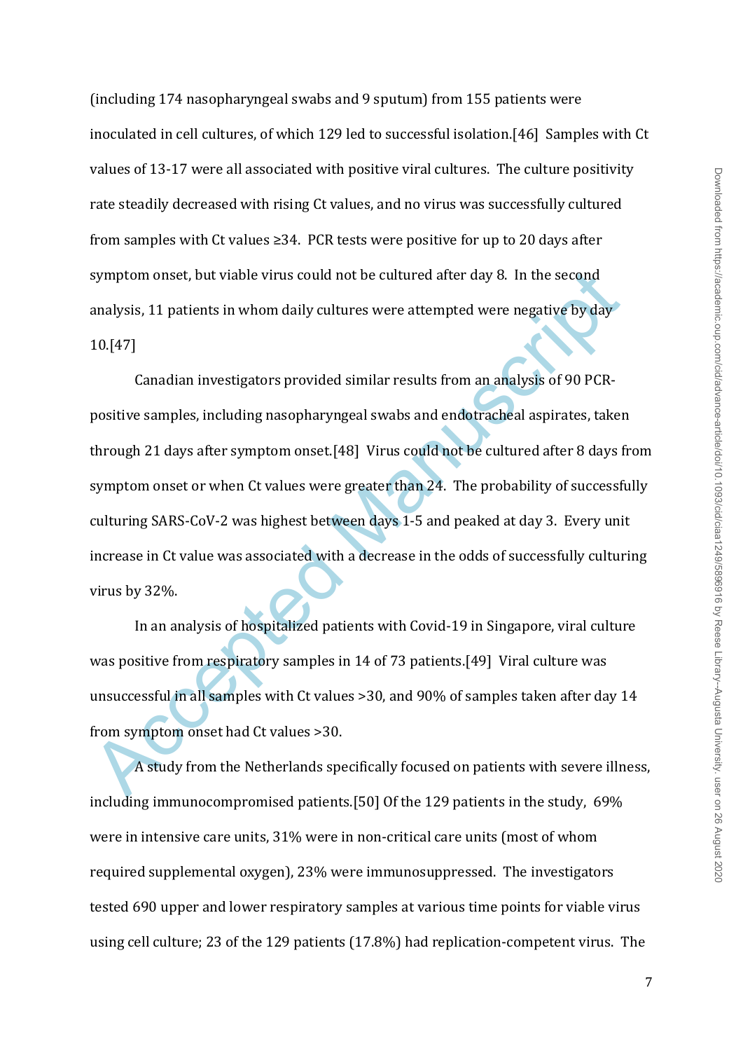(including 174 nasopharyngeal swabs and 9 sputum) from 155 patients were inoculated in cell cultures, of which 129 led to successful isolation.[46] Samples with Ct values of 13-17 were all associated with positive viral cultures. The culture positivity rate steadily decreased with rising Ct values, and no virus was successfully cultured from samples with Ct values ≥34. PCR tests were positive for up to 20 days after symptom onset, but viable virus could not be cultured after day 8. In the second analysis, 11 patients in whom daily cultures were attempted were negative by day 10.[47]

Canadian investigators provided similar results from an analysis of 90 PCR-positive samples, including nasopharyngeal swabs and endotracheal aspirates, taken through 21 days after symptom onset.[48] Virus could not be cultured after 8 days from symptom onset or when Ct values were greater than 24. The probability of successfully culturing SARS-CoV-2 was highest between days 1-5 and peaked at day 3. Every unit increase in Ct value was associated with a decrease in the odds of successfully culturing virus by 32%.

In an analysis of hospitalized patients with Covid-19 in Singapore, viral culture was positive from respiratory samples in 14 of 73 patients.[49] Viral culture was unsuccessful in all samples with Ct values >30, and 90% of samples taken after day 14 from symptom onset had Ct values >30.

A study from the Netherlands specifically focused on patients with severe illness, including immunocompromised patients.[50] Of the 129 patients in the study, 69% were in intensive care units, 31% were in non-critical care units (most of whom required supplemental oxygen), 23% were immunosuppressed. The investigators tested 690 upper and lower respiratory samples at various time points for viable virus using cell culture; 23 of the 129 patients (17.8%) had replication-competent virus. The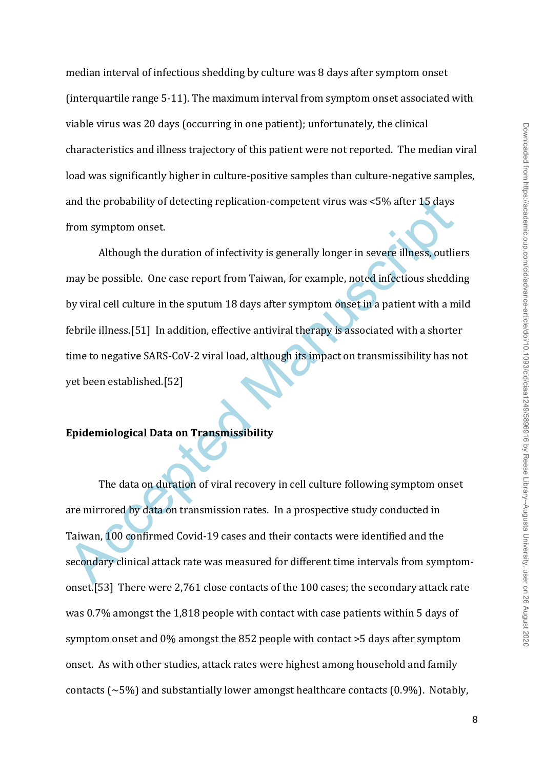median interval of infectious shedding by culture was 8 days after symptom onset (interquartile range 5-11). The maximum interval from symptom onset associated with viable virus was 20 days (occurring in one patient); unfortunately, the clinical characteristics and illness trajectory of this patient were not reported. The median viral load was significantly higher in culture-positive samples than culture-negative samples, and the probability of detecting replication-competent virus was <5% after 15 days from symptom onset.

Although the duration of infectivity is generally longer in severe illness, outliers may be possible. One case report from Taiwan, for example, noted infectious shedding by viral cell culture in the sputum 18 days after symptom onset in a patient with a mild febrile illness.[51] In addition, effective antiviral therapy is associated with a shorter time to negative SARS-CoV-2 viral load, although its impact on transmissibility has not yet been established.[52]

**Epidemiological Data on Transmissibility**

The data on duration of viral recovery in cell culture following symptom onset are mirrored by data on transmission rates. In a prospective study conducted in Taiwan, 100 confirmed Covid-19 cases and their contacts were identified and the secondary clinical attack rate was measured for different time intervals from symptom-onset.[53] There were 2,761 close contacts of the 100 cases; the secondary attack rate was 0.7% amongst the 1,818 people with contact with case patients within 5 days of symptom onset and 0% amongst the 852 people with contact >5 days after symptom onset. As with other studies, attack rates were highest among household and family contacts (~5%) and substantially lower amongst healthcare contacts (0.9%). Notably,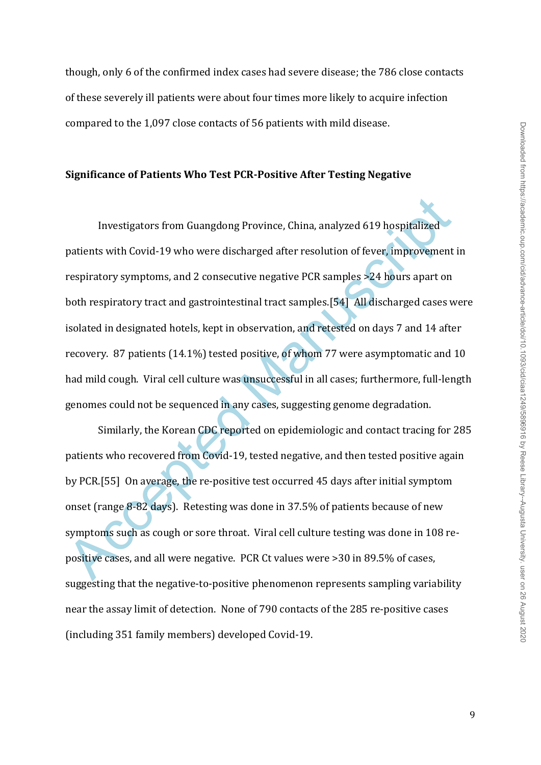though, only 6 of the confirmed index cases had severe disease; the 786 close contacts of these severely ill patients were about four times more likely to acquire infection compared to the 1,097 close contacts of 56 patients with mild disease.

**Significance of Patients Who Test PCR-Positive After Testing Negative**

Investigators from Guangdong Province, China, analyzed 619 hospitalized patients with Covid-19 who were discharged after resolution of fever, improvement in respiratory symptoms, and 2 consecutive negative PCR samples >24 hours apart on both respiratory tract and gastrointestinal tract samples.[54] All discharged cases were isolated in designated hotels, kept in observation, and retested on days 7 and 14 after recovery. 87 patients (14.1%) tested positive, of whom 77 were asymptomatic and 10 had mild cough. Viral cell culture was unsuccessful in all cases; furthermore, full-length genomes could not be sequenced in any cases, suggesting genome degradation.

Similarly, the Korean CDC reported on epidemiologic and contact tracing for 285 patients who recovered from Covid-19, tested negative, and then tested positive again by PCR.[55] On average, the re-positive test occurred 45 days after initial symptom onset (range 8-82 days). Retesting was done in 37.5% of patients because of new symptoms such as cough or sore throat. Viral cell culture testing was done in 108 re-positive cases, and all were negative. PCR Ct values were >30 in 89.5% of cases, suggesting that the negative-to-positive phenomenon represents sampling variability near the assay limit of detection. None of 790 contacts of the 285 re-positive cases (including 351 family members) developed Covid-19.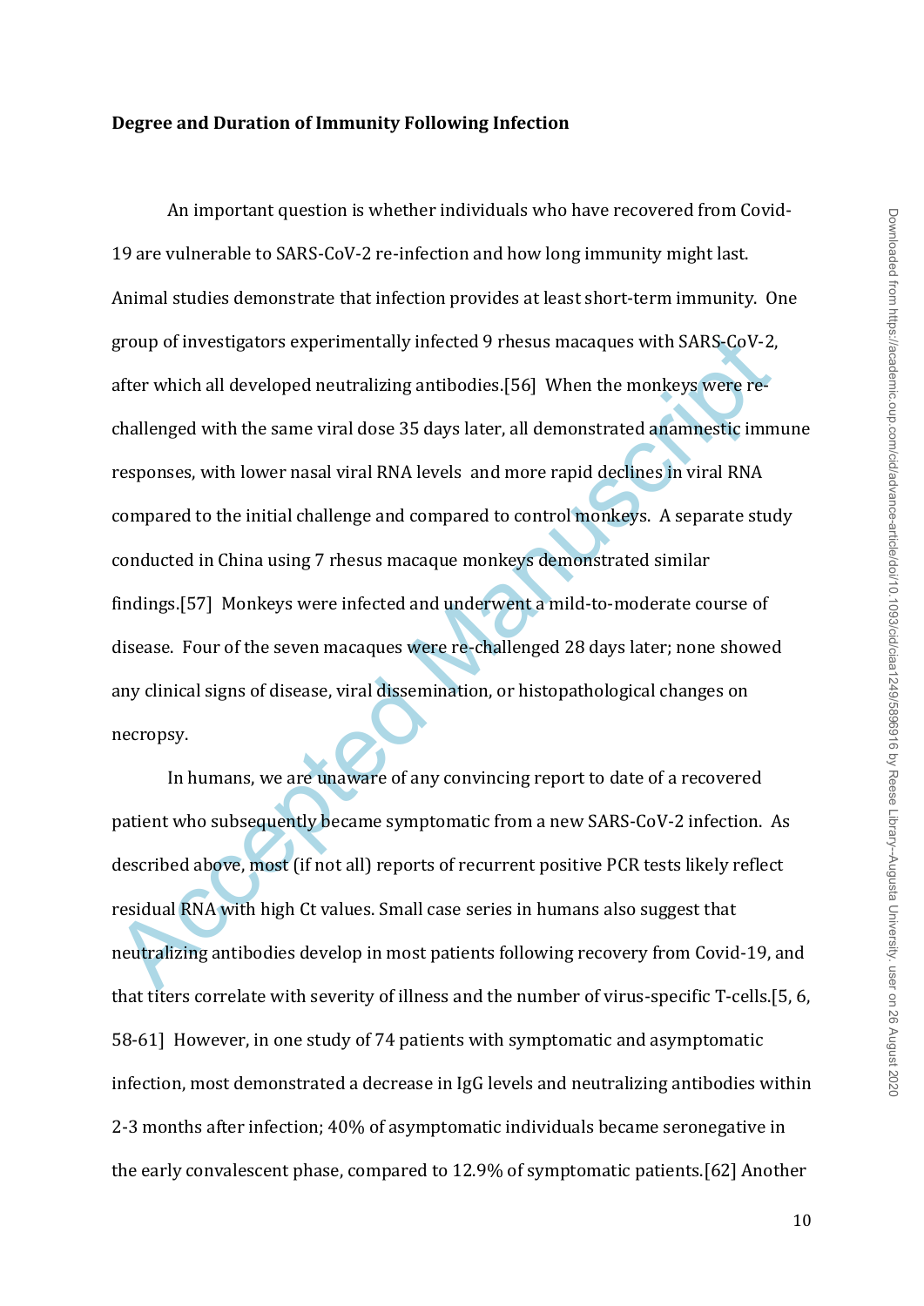**Degree and Duration of Immunity Following Infection**

An important question is whether individuals who have recovered from Covid-19 are vulnerable to SARS-CoV-2 re-infection and how long immunity might last. Animal studies demonstrate that infection provides at least short-term immunity. One group of investigators experimentally infected 9 rhesus macaques with SARS-CoV-2, after which all developed neutralizing antibodies.[56] When the monkeys were re-challenged with the same viral dose 35 days later, all demonstrated anamnestic immune responses, with lower nasal viral RNA levels and more rapid declines in viral RNA compared to the initial challenge and compared to control monkeys. A separate study conducted in China using 7 rhesus macaque monkeys demonstrated similar findings.[57] Monkeys were infected and underwent a mild-to-moderate course of disease. Four of the seven macaques were re-challenged 28 days later; none showed any clinical signs of disease, viral dissemination, or histopathological changes on necropsy.

In humans, we are unaware of any convincing report to date of a recovered patient who subsequently became symptomatic from a new SARS-CoV-2 infection. As described above, most (if not all) reports of recurrent positive PCR tests likely reflect residual RNA with high Ct values. Small case series in humans also suggest that neutralizing antibodies develop in most patients following recovery from Covid-19, and that titers correlate with severity of illness and the number of virus-specific T-cells.[5, 6, 58-61] However, in one study of 74 patients with symptomatic and asymptomatic infection, most demonstrated a decrease in IgG levels and neutralizing antibodies within 2-3 months after infection; 40% of asymptomatic individuals became seronegative in the early convalescent phase, compared to 12.9% of symptomatic patients.[62] Another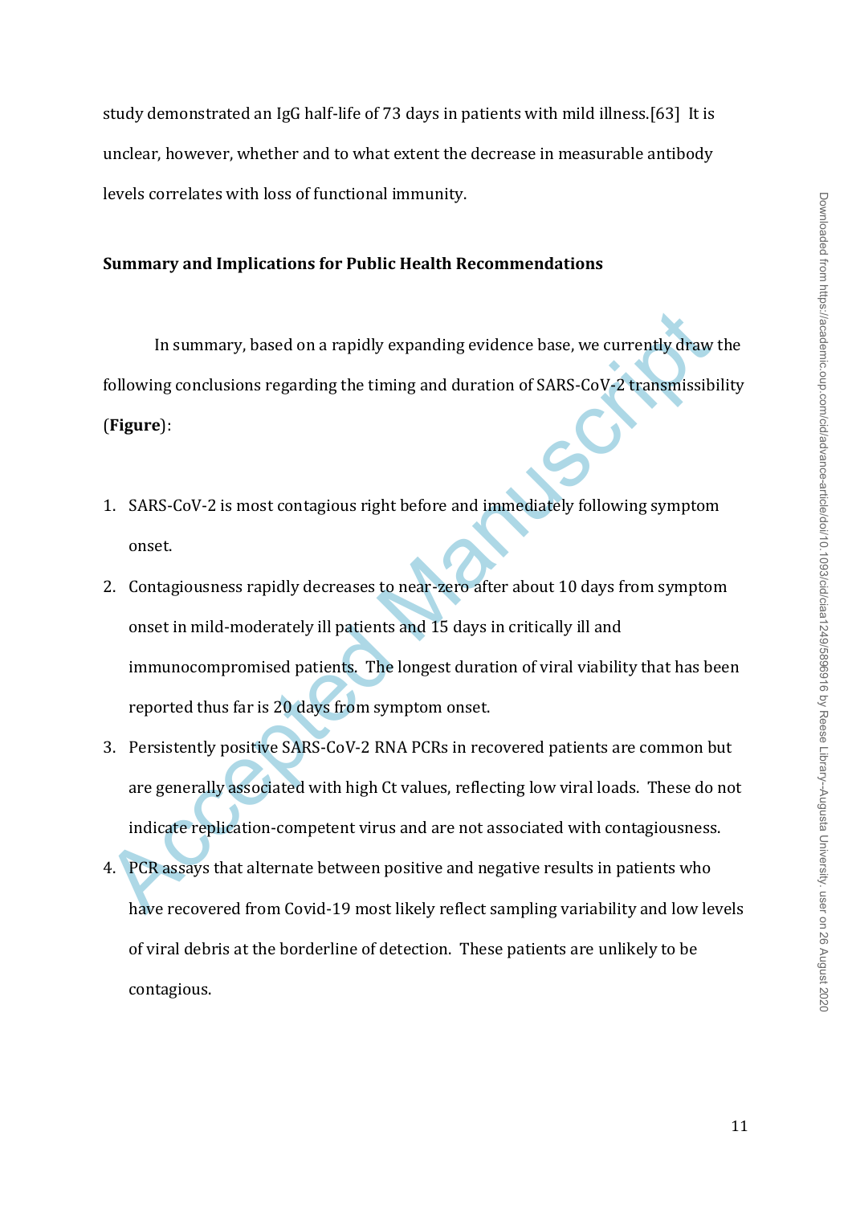study demonstrated an IgG half-life of 73 days in patients with mild illness.[63] It is unclear, however, whether and to what extent the decrease in measurable antibody levels correlates with loss of functional immunity.

**Summary and Implications for Public Health Recommendations**

In summary, based on a rapidly expanding evidence base, we currently draw the following conclusions regarding the timing and duration of SARS-CoV-2 transmissibility (**Figure**):

1. SARS-CoV-2 is most contagious right before and immediately following symptom onset.
2. Contagiousness rapidly decreases to near-zero after about 10 days from symptom onset in mild-moderately ill patients and 15 days in critically ill and immunocompromised patients. The longest duration of viral viability that has been reported thus far is 20 days from symptom onset.
3. Persistently positive SARS-CoV-2 RNA PCRs in recovered patients are common but are generally associated with high Ct values, reflecting low viral loads. These do not indicate replication-competent virus and are not associated with contagiousness.
4. PCR assays that alternate between positive and negative results in patients who have recovered from Covid-19 most likely reflect sampling variability and low levels of viral debris at the borderline of detection. These patients are unlikely to be contagious.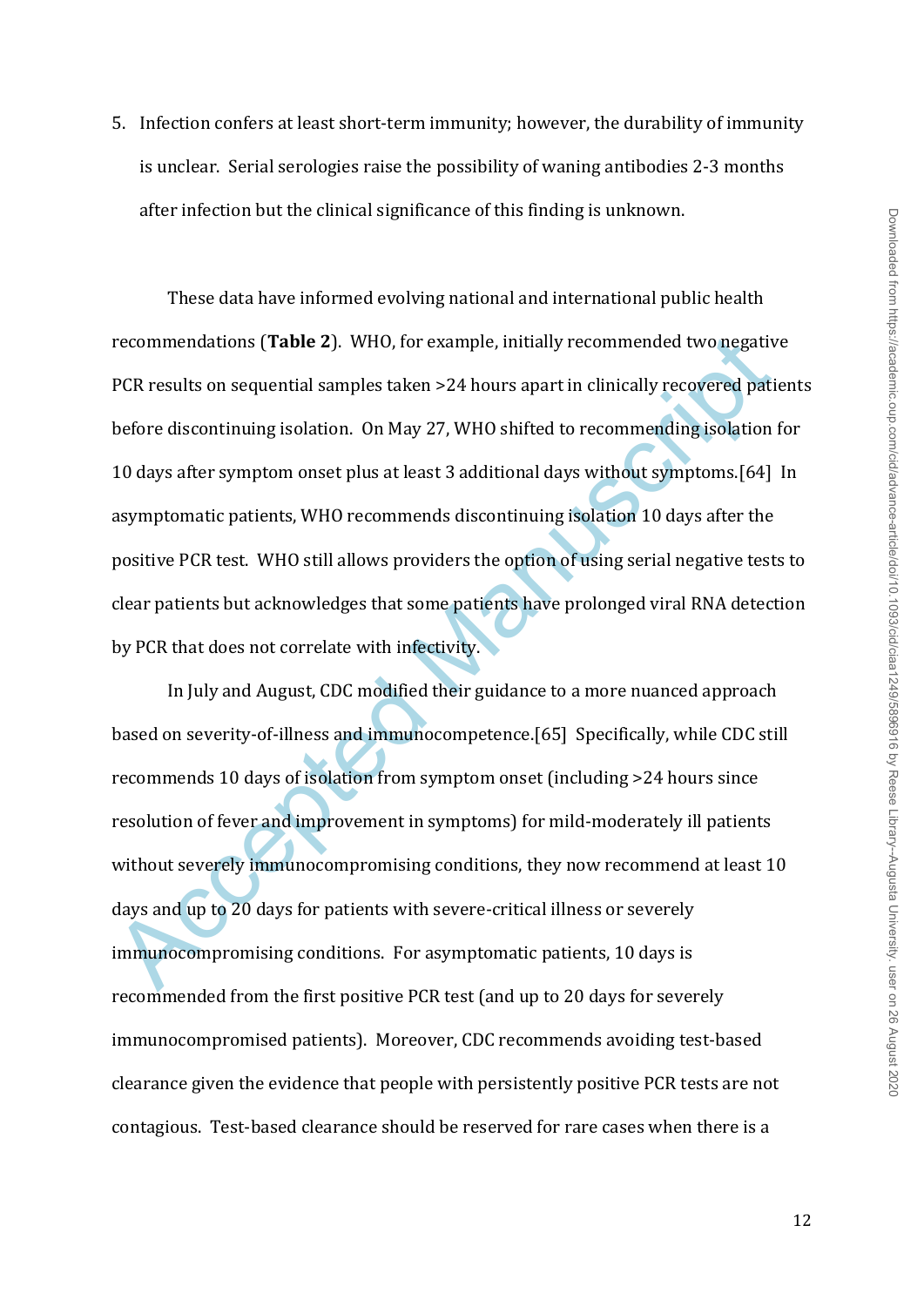5. Infection confers at least short-term immunity; however, the durability of immunity is unclear. Serial serologies raise the possibility of waning antibodies 2-3 months after infection but the clinical significance of this finding is unknown.

These data have informed evolving national and international public health recommendations (**Table 2**). WHO, for example, initially recommended two negative PCR results on sequential samples taken >24 hours apart in clinically recovered patients before discontinuing isolation. On May 27, WHO shifted to recommending isolation for 10 days after symptom onset plus at least 3 additional days without symptoms.[64] In asymptomatic patients, WHO recommends discontinuing isolation 10 days after the positive PCR test. WHO still allows providers the option of using serial negative tests to clear patients but acknowledges that some patients have prolonged viral RNA detection by PCR that does not correlate with infectivity.

In July and August, CDC modified their guidance to a more nuanced approach based on severity-of-illness and immunocompetence.[65] Specifically, while CDC still recommends 10 days of isolation from symptom onset (including >24 hours since resolution of fever and improvement in symptoms) for mild-moderately ill patients without severely immunocompromising conditions, they now recommend at least 10 days and up to 20 days for patients with severe-critical illness or severely immunocompromising conditions. For asymptomatic patients, 10 days is recommended from the first positive PCR test (and up to 20 days for severely immunocompromised patients). Moreover, CDC recommends avoiding test-based clearance given the evidence that people with persistently positive PCR tests are not contagious. Test-based clearance should be reserved for rare cases when there is a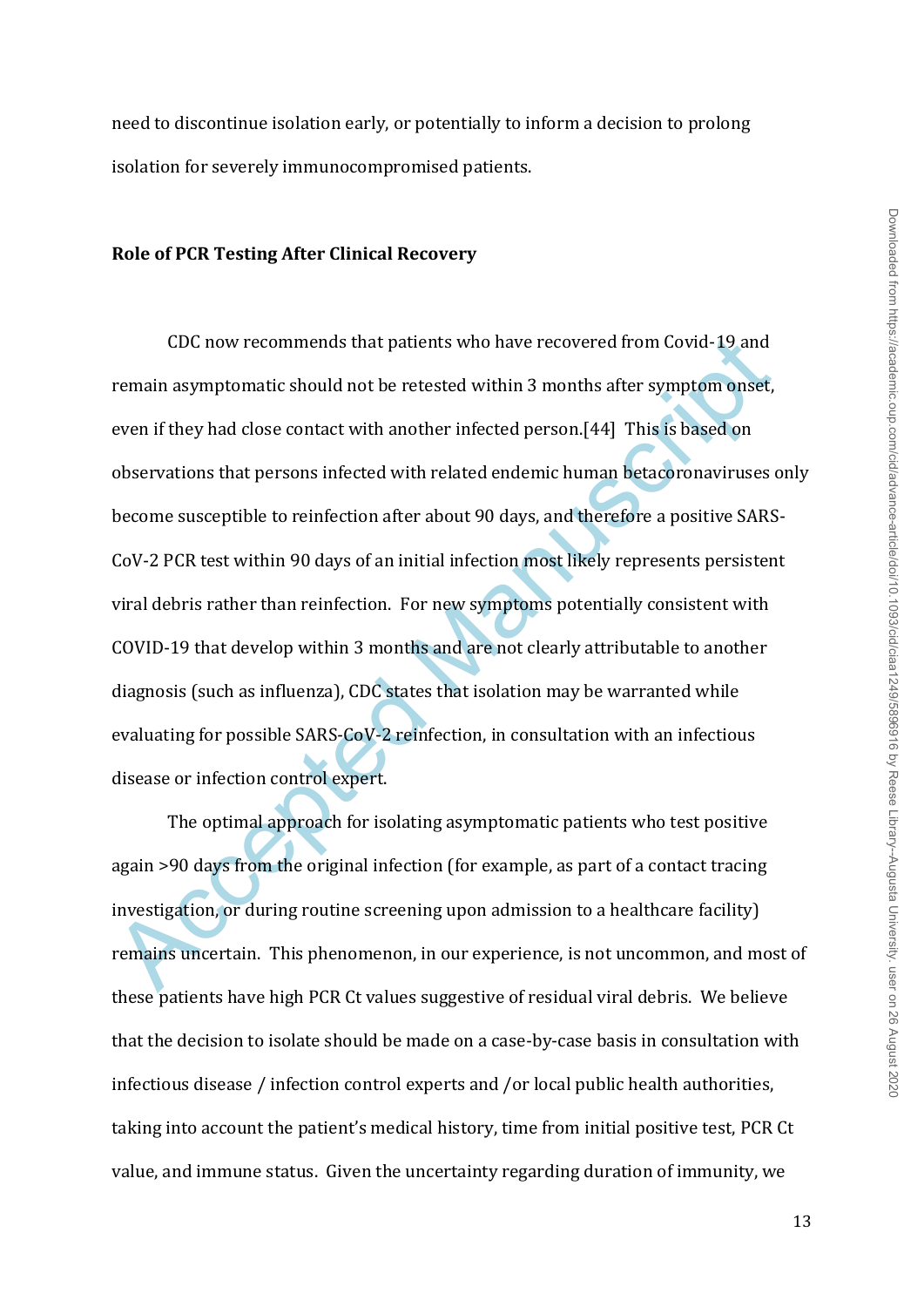need to discontinue isolation early, or potentially to inform a decision to prolong isolation for severely immunocompromised patients.

**Role of PCR Testing After Clinical Recovery**

CDC now recommends that patients who have recovered from Covid-19 and remain asymptomatic should not be retested within 3 months after symptom onset, even if they had close contact with another infected person.[44] This is based on observations that persons infected with related endemic human betacoronaviruses only become susceptible to reinfection after about 90 days, and therefore a positive SARS-CoV-2 PCR test within 90 days of an initial infection most likely represents persistent viral debris rather than reinfection. For new symptoms potentially consistent with COVID-19 that develop within 3 months and are not clearly attributable to another diagnosis (such as influenza), CDC states that isolation may be warranted while evaluating for possible SARS-CoV-2 reinfection, in consultation with an infectious disease or infection control expert.

The optimal approach for isolating asymptomatic patients who test positive again >90 days from the original infection (for example, as part of a contact tracing investigation, or during routine screening upon admission to a healthcare facility) remains uncertain. This phenomenon, in our experience, is not uncommon, and most of these patients have high PCR Ct values suggestive of residual viral debris. We believe that the decision to isolate should be made on a case-by-case basis in consultation with infectious disease / infection control experts and /or local public health authorities, taking into account the patient's medical history, time from initial positive test, PCR Ct value, and immune status. Given the uncertainty regarding duration of immunity, we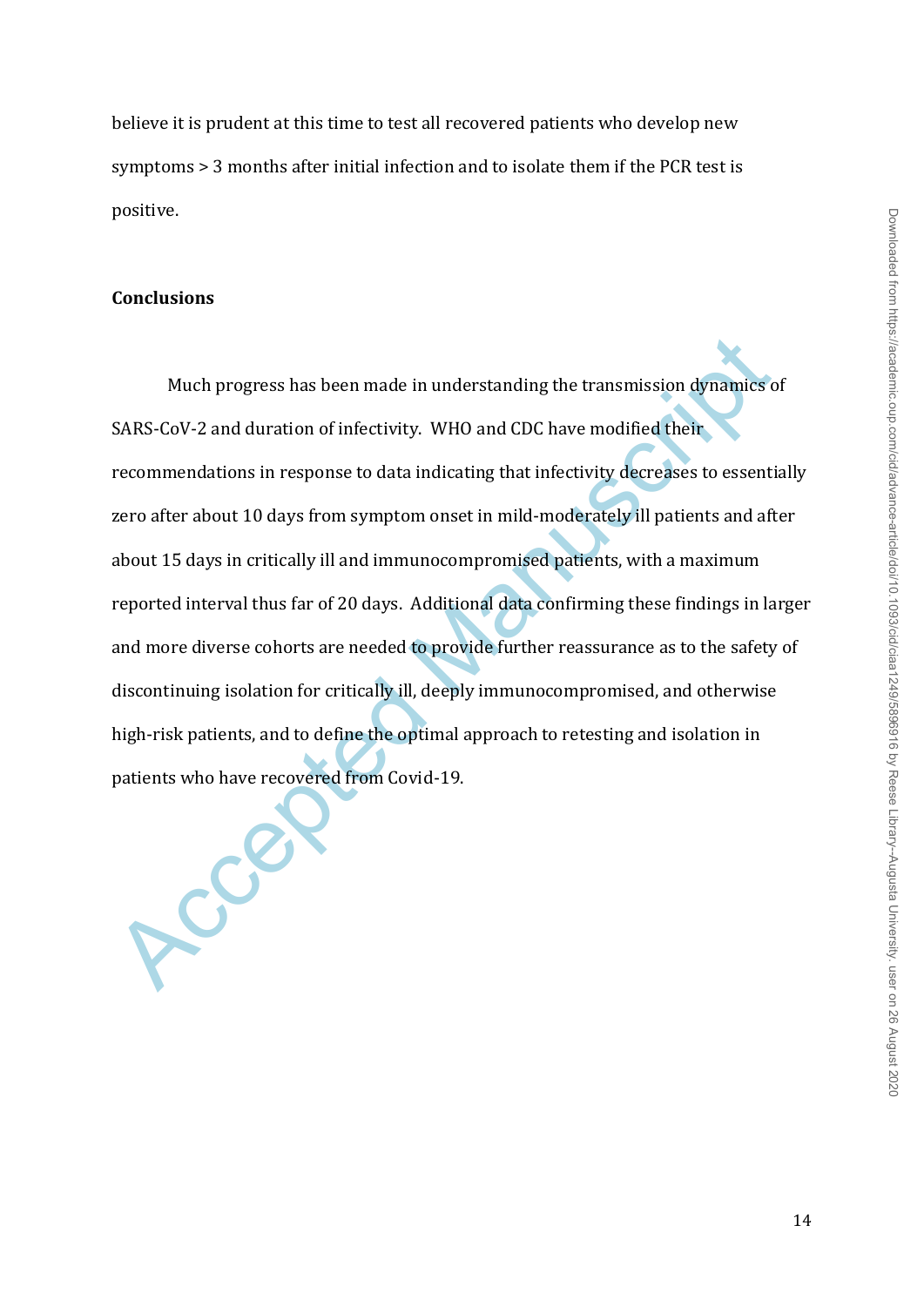believe it is prudent at this time to test all recovered patients who develop new symptoms > 3 months after initial infection and to isolate them if the PCR test is positive.

## Conclusions

Much progress has been made in understanding the transmission dynamics of SARS-CoV-2 and duration of infectivity. WHO and CDC have modified their recommendations in response to data indicating that infectivity decreases to essentially zero after about 10 days from symptom onset in mild-moderately ill patients and after about 15 days in critically ill and immunocompromised patients, with a maximum reported interval thus far of 20 days. Additional data confirming these findings in larger and more diverse cohorts are needed to provide further reassurance as to the safety of discontinuing isolation for critically ill, deeply immunocompromised, and otherwise high-risk patients, and to define the optimal approach to retesting and isolation in patients who have recovered from Covid-19.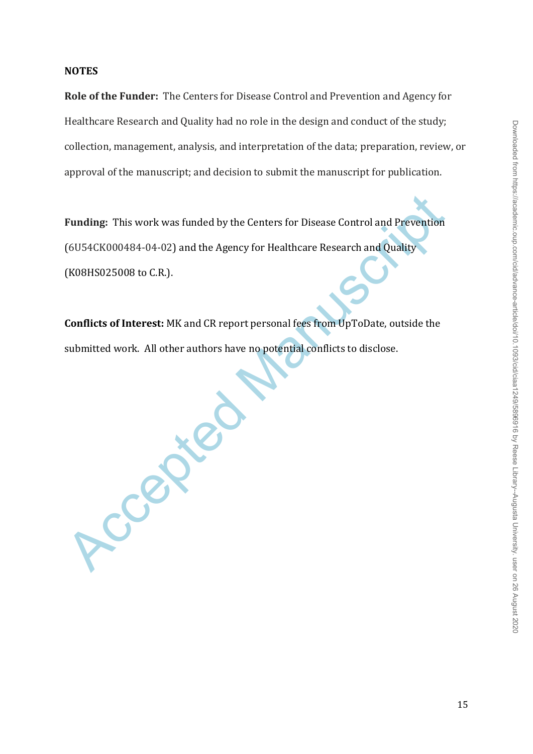## NOTES

**Role of the Funder:** The Centers for Disease Control and Prevention and Agency for Healthcare Research and Quality had no role in the design and conduct of the study; collection, management, analysis, and interpretation of the data; preparation, review, or approval of the manuscript; and decision to submit the manuscript for publication.

**Funding:** This work was funded by the Centers for Disease Control and Prevention (6U54CK000484-04-02) and the Agency for Healthcare Research and Quality (K08HS025008 to C.R.).

**Conflicts of Interest:** MK and CR report personal fees from UpToDate, outside the submitted work. All other authors have no potential conflicts to disclose.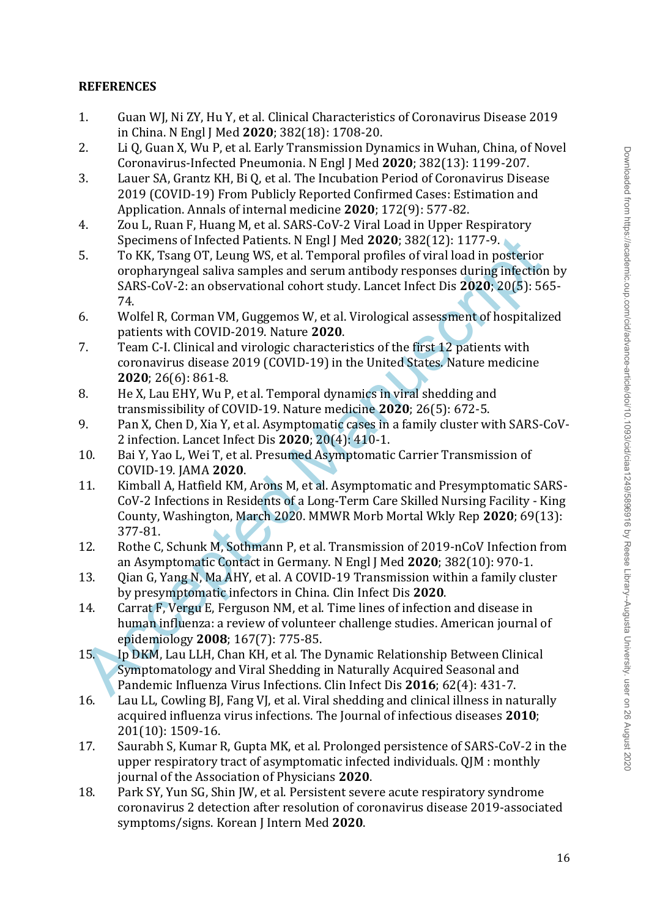**REFERENCES**

1. Guan WJ, Ni ZY, Hu Y, et al. Clinical Characteristics of Coronavirus Disease 2019 in China. N Engl J Med **2020**; 382(18): 1708-20.
2. Li Q, Guan X, Wu P, et al. Early Transmission Dynamics in Wuhan, China, of Novel Coronavirus-Infected Pneumonia. N Engl J Med **2020**; 382(13): 1199-207.
3. Lauer SA, Grantz KH, Bi Q, et al. The Incubation Period of Coronavirus Disease 2019 (COVID-19) From Publicly Reported Confirmed Cases: Estimation and Application. Annals of internal medicine **2020**; 172(9): 577-82.
4. Zou L, Ruan F, Huang M, et al. SARS-CoV-2 Viral Load in Upper Respiratory Specimens of Infected Patients. N Engl J Med **2020**; 382(12): 1177-9.
5. To KK, Tsang OT, Leung WS, et al. Temporal profiles of viral load in posterior oropharyngeal saliva samples and serum antibody responses during infection by SARS-CoV-2: an observational cohort study. Lancet Infect Dis **2020**; 20(5): 565-74.
6. Wolfel R, Corman VM, Guggemos W, et al. Virological assessment of hospitalized patients with COVID-2019. Nature **2020**.
7. Team C-I. Clinical and virologic characteristics of the first 12 patients with coronavirus disease 2019 (COVID-19) in the United States. Nature medicine **2020**; 26(6): 861-8.
8. He X, Lau EHY, Wu P, et al. Temporal dynamics in viral shedding and transmissibility of COVID-19. Nature medicine **2020**; 26(5): 672-5.
9. Pan X, Chen D, Xia Y, et al. Asymptomatic cases in a family cluster with SARS-CoV-2 infection. Lancet Infect Dis **2020**; 20(4): 410-1.
10. Bai Y, Yao L, Wei T, et al. Presumed Asymptomatic Carrier Transmission of COVID-19. JAMA **2020**.
11. Kimball A, Hatfield KM, Arons M, et al. Asymptomatic and Presymptomatic SARS-CoV-2 Infections in Residents of a Long-Term Care Skilled Nursing Facility - King County, Washington, March 2020. MMWR Morb Mortal Wkly Rep **2020**; 69(13): 377-81.
12. Rothe C, Schunk M, Sothmann P, et al. Transmission of 2019-nCoV Infection from an Asymptomatic Contact in Germany. N Engl J Med **2020**; 382(10): 970-1.
13. Qian G, Yang N, Ma AHY, et al. A COVID-19 Transmission within a family cluster by presymptomatic infectors in China. Clin Infect Dis **2020**.
14. Carrat F, Vergu E, Ferguson NM, et al. Time lines of infection and disease in human influenza: a review of volunteer challenge studies. American journal of epidemiology **2008**; 167(7): 775-85.
15. Ip DKM, Lau LLH, Chan KH, et al. The Dynamic Relationship Between Clinical Symptomatology and Viral Shedding in Naturally Acquired Seasonal and Pandemic Influenza Virus Infections. Clin Infect Dis **2016**; 62(4): 431-7.
16. Lau LL, Cowling BJ, Fang VJ, et al. Viral shedding and clinical illness in naturally acquired influenza virus infections. The Journal of infectious diseases **2010**; 201(10): 1509-16.
17. Saurabh S, Kumar R, Gupta MK, et al. Prolonged persistence of SARS-CoV-2 in the upper respiratory tract of asymptomatic infected individuals. QJM : monthly journal of the Association of Physicians **2020**.
18. Park SY, Yun SG, Shin JW, et al. Persistent severe acute respiratory syndrome coronavirus 2 detection after resolution of coronavirus disease 2019-associated symptoms/signs. Korean J Intern Med **2020**.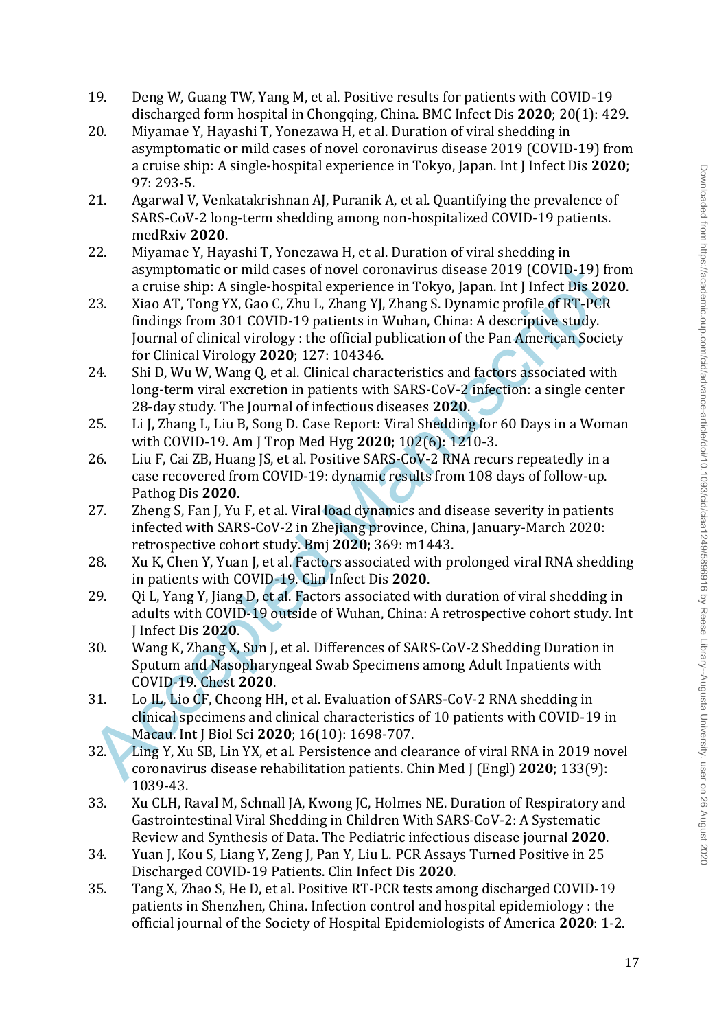19. Deng W, Guang TW, Yang M, et al. Positive results for patients with COVID-19 discharged form hospital in Chongqing, China. BMC Infect Dis **2020**; 20(1): 429.
20. Miyamae Y, Hayashi T, Yonezawa H, et al. Duration of viral shedding in asymptomatic or mild cases of novel coronavirus disease 2019 (COVID-19) from a cruise ship: A single-hospital experience in Tokyo, Japan. Int J Infect Dis **2020**; 97: 293-5.
21. Agarwal V, Venkatakrishnan AJ, Puranik A, et al. Quantifying the prevalence of SARS-CoV-2 long-term shedding among non-hospitalized COVID-19 patients. medRxiv **2020**.
22. Miyamae Y, Hayashi T, Yonezawa H, et al. Duration of viral shedding in asymptomatic or mild cases of novel coronavirus disease 2019 (COVID-19) from a cruise ship: A single-hospital experience in Tokyo, Japan. Int J Infect Dis **2020**.
23. Xiao AT, Tong YX, Gao C, Zhu L, Zhang YJ, Zhang S. Dynamic profile of RT-PCR findings from 301 COVID-19 patients in Wuhan, China: A descriptive study. Journal of clinical virology : the official publication of the Pan American Society for Clinical Virology **2020**; 127: 104346.
24. Shi D, Wu W, Wang Q, et al. Clinical characteristics and factors associated with long-term viral excretion in patients with SARS-CoV-2 infection: a single center 28-day study. The Journal of infectious diseases **2020**.
25. Li J, Zhang L, Liu B, Song D. Case Report: Viral Shedding for 60 Days in a Woman with COVID-19. Am J Trop Med Hyg **2020**; 102(6): 1210-3.
26. Liu F, Cai ZB, Huang JS, et al. Positive SARS-CoV-2 RNA recurs repeatedly in a case recovered from COVID-19: dynamic results from 108 days of follow-up. Pathog Dis **2020**.
27. Zheng S, Fan J, Yu F, et al. Viral load dynamics and disease severity in patients infected with SARS-CoV-2 in Zhejiang province, China, January-March 2020: retrospective cohort study. Bmj **2020**; 369: m1443.
28. Xu K, Chen Y, Yuan J, et al. Factors associated with prolonged viral RNA shedding in patients with COVID-19. Clin Infect Dis **2020**.
29. Qi L, Yang Y, Jiang D, et al. Factors associated with duration of viral shedding in adults with COVID-19 outside of Wuhan, China: A retrospective cohort study. Int J Infect Dis **2020**.
30. Wang K, Zhang X, Sun J, et al. Differences of SARS-CoV-2 Shedding Duration in Sputum and Nasopharyngeal Swab Specimens among Adult Inpatients with COVID-19. Chest **2020**.
31. Lo IL, Lio CF, Cheong HH, et al. Evaluation of SARS-CoV-2 RNA shedding in clinical specimens and clinical characteristics of 10 patients with COVID-19 in Macau. Int J Biol Sci **2020**; 16(10): 1698-707.
32. Ling Y, Xu SB, Lin YX, et al. Persistence and clearance of viral RNA in 2019 novel coronavirus disease rehabilitation patients. Chin Med J (Engl) **2020**; 133(9): 1039-43.
33. Xu CLH, Raval M, Schnall JA, Kwong JC, Holmes NE. Duration of Respiratory and Gastrointestinal Viral Shedding in Children With SARS-CoV-2: A Systematic Review and Synthesis of Data. The Pediatric infectious disease journal **2020**.
34. Yuan J, Kou S, Liang Y, Zeng J, Pan Y, Liu L. PCR Assays Turned Positive in 25 Discharged COVID-19 Patients. Clin Infect Dis **2020**.
35. Tang X, Zhao S, He D, et al. Positive RT-PCR tests among discharged COVID-19 patients in Shenzhen, China. Infection control and hospital epidemiology : the official journal of the Society of Hospital Epidemiologists of America **2020**: 1-2.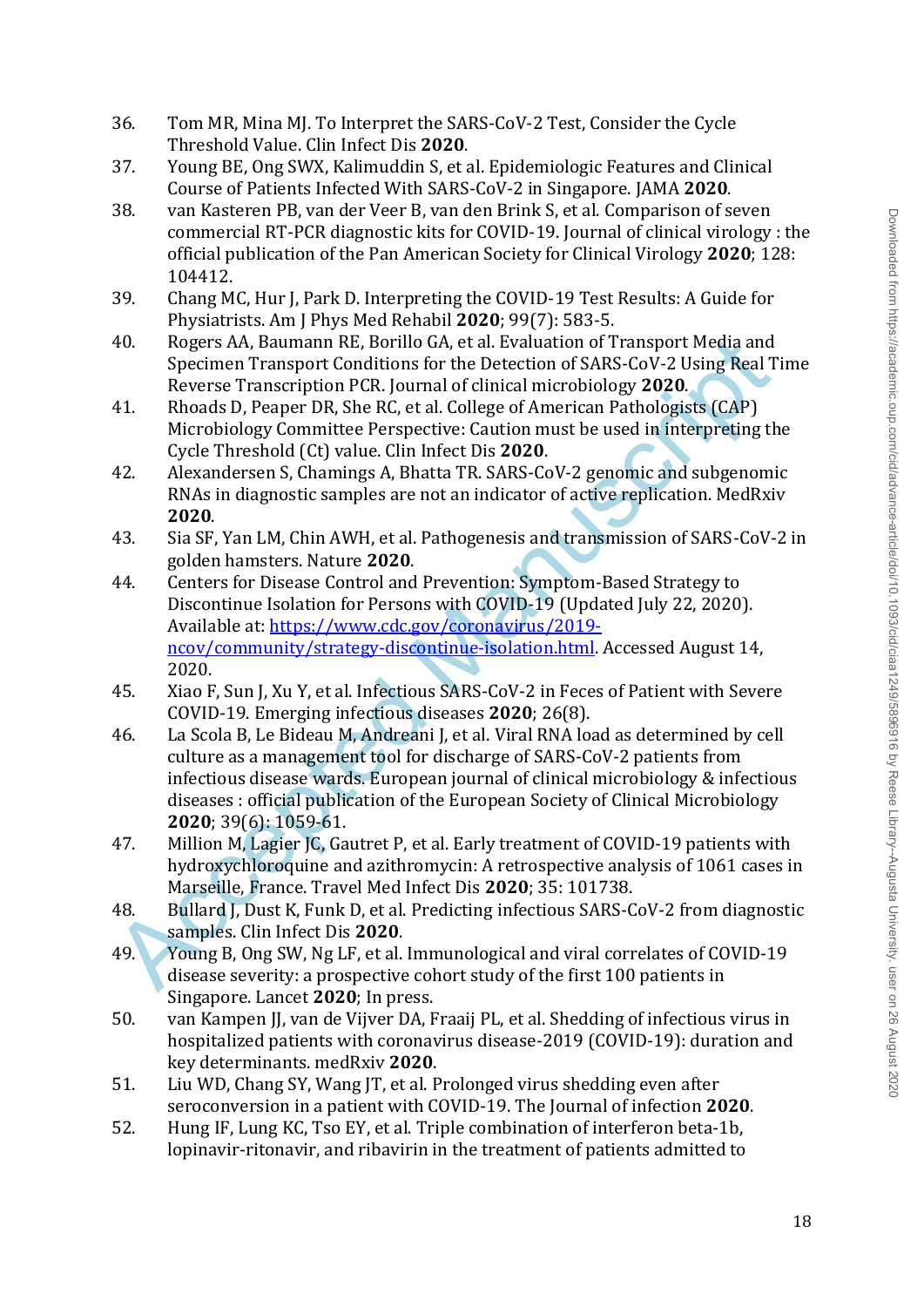36. Tom MR, Mina MJ. To Interpret the SARS-CoV-2 Test, Consider the Cycle Threshold Value. Clin Infect Dis **2020**.
37. Young BE, Ong SWX, Kalimuddin S, et al. Epidemiologic Features and Clinical Course of Patients Infected With SARS-CoV-2 in Singapore. JAMA **2020**.
38. van Kasteren PB, van der Veer B, van den Brink S, et al. Comparison of seven commercial RT-PCR diagnostic kits for COVID-19. Journal of clinical virology : the official publication of the Pan American Society for Clinical Virology **2020**; 128: 104412.
39. Chang MC, Hur J, Park D. Interpreting the COVID-19 Test Results: A Guide for Physiatrists. Am J Phys Med Rehabil **2020**; 99(7): 583-5.
40. Rogers AA, Baumann RE, Borillo GA, et al. Evaluation of Transport Media and Specimen Transport Conditions for the Detection of SARS-CoV-2 Using Real Time Reverse Transcription PCR. Journal of clinical microbiology **2020**.
41. Rhoads D, Peaper DR, She RC, et al. College of American Pathologists (CAP) Microbiology Committee Perspective: Caution must be used in interpreting the Cycle Threshold (Ct) value. Clin Infect Dis **2020**.
42. Alexandersen S, Chamings A, Bhatta TR. SARS-CoV-2 genomic and subgenomic RNAs in diagnostic samples are not an indicator of active replication. MedRxiv **2020**.
43. Sia SF, Yan LM, Chin AWH, et al. Pathogenesis and transmission of SARS-CoV-2 in golden hamsters. Nature **2020**.
44. Centers for Disease Control and Prevention: Symptom-Based Strategy to Discontinue Isolation for Persons with COVID-19 (Updated July 22, 2020). Available at: https://www.cdc.gov/coronavirus/2019-ncov/community/strategy-discontinue-isolation.html. Accessed August 14, 2020.
45. Xiao F, Sun J, Xu Y, et al. Infectious SARS-CoV-2 in Feces of Patient with Severe COVID-19. Emerging infectious diseases **2020**; 26(8).
46. La Scola B, Le Bideau M, Andreani J, et al. Viral RNA load as determined by cell culture as a management tool for discharge of SARS-CoV-2 patients from infectious disease wards. European journal of clinical microbiology & infectious diseases : official publication of the European Society of Clinical Microbiology **2020**; 39(6): 1059-61.
47. Million M, Lagier JC, Gautret P, et al. Early treatment of COVID-19 patients with hydroxychloroquine and azithromycin: A retrospective analysis of 1061 cases in Marseille, France. Travel Med Infect Dis **2020**; 35: 101738.
48. Bullard J, Dust K, Funk D, et al. Predicting infectious SARS-CoV-2 from diagnostic samples. Clin Infect Dis **2020**.
49. Young B, Ong SW, Ng LF, et al. Immunological and viral correlates of COVID-19 disease severity: a prospective cohort study of the first 100 patients in Singapore. Lancet **2020**; In press.
50. van Kampen JJ, van de Vijver DA, Fraaij PL, et al. Shedding of infectious virus in hospitalized patients with coronavirus disease-2019 (COVID-19): duration and key determinants. medRxiv **2020**.
51. Liu WD, Chang SY, Wang JT, et al. Prolonged virus shedding even after seroconversion in a patient with COVID-19. The Journal of infection **2020**.
52. Hung IF, Lung KC, Tso EY, et al. Triple combination of interferon beta-1b, lopinavir-ritonavir, and ribavirin in the treatment of patients admitted to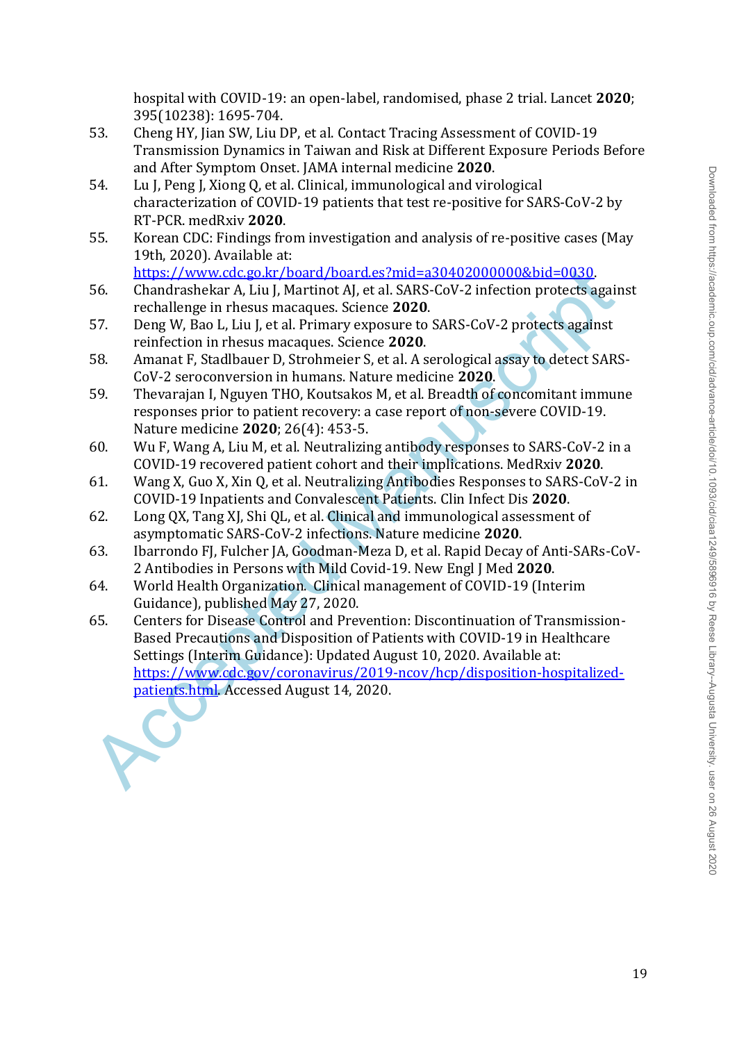hospital with COVID-19: an open-label, randomised, phase 2 trial. Lancet **2020**; 395(10238): 1695-704.

53. Cheng HY, Jian SW, Liu DP, et al. Contact Tracing Assessment of COVID-19 Transmission Dynamics in Taiwan and Risk at Different Exposure Periods Before and After Symptom Onset. JAMA internal medicine **2020**.
54. Lu J, Peng J, Xiong Q, et al. Clinical, immunological and virological characterization of COVID-19 patients that test re-positive for SARS-CoV-2 by RT-PCR. medRxiv **2020**.
55. Korean CDC: Findings from investigation and analysis of re-positive cases (May 19th, 2020). Available at: https://www.cdc.go.kr/board/board.es?mid=a30402000000&bid=0030.
56. Chandrashekar A, Liu J, Martinot AJ, et al. SARS-CoV-2 infection protects against rechallenge in rhesus macaques. Science **2020**.
57. Deng W, Bao L, Liu J, et al. Primary exposure to SARS-CoV-2 protects against reinfection in rhesus macaques. Science **2020**.
58. Amanat F, Stadlbauer D, Strohmeier S, et al. A serological assay to detect SARS-CoV-2 seroconversion in humans. Nature medicine **2020**.
59. Thevarajan I, Nguyen THO, Koutsakos M, et al. Breadth of concomitant immune responses prior to patient recovery: a case report of non-severe COVID-19. Nature medicine **2020**; 26(4): 453-5.
60. Wu F, Wang A, Liu M, et al. Neutralizing antibody responses to SARS-CoV-2 in a COVID-19 recovered patient cohort and their implications. MedRxiv **2020**.
61. Wang X, Guo X, Xin Q, et al. Neutralizing Antibodies Responses to SARS-CoV-2 in COVID-19 Inpatients and Convalescent Patients. Clin Infect Dis **2020**.
62. Long QX, Tang XJ, Shi QL, et al. Clinical and immunological assessment of asymptomatic SARS-CoV-2 infections. Nature medicine **2020**.
63. Ibarrondo FJ, Fulcher JA, Goodman-Meza D, et al. Rapid Decay of Anti-SARs-CoV-2 Antibodies in Persons with Mild Covid-19. New Engl J Med **2020**.
64. World Health Organization. Clinical management of COVID-19 (Interim Guidance), published May 27, 2020.
65. Centers for Disease Control and Prevention: Discontinuation of Transmission-Based Precautions and Disposition of Patients with COVID-19 in Healthcare Settings (Interim Guidance): Updated August 10, 2020. Available at: https://www.cdc.gov/coronavirus/2019-ncov/hcp/disposition-hospitalized-patients.html. Accessed August 14, 2020.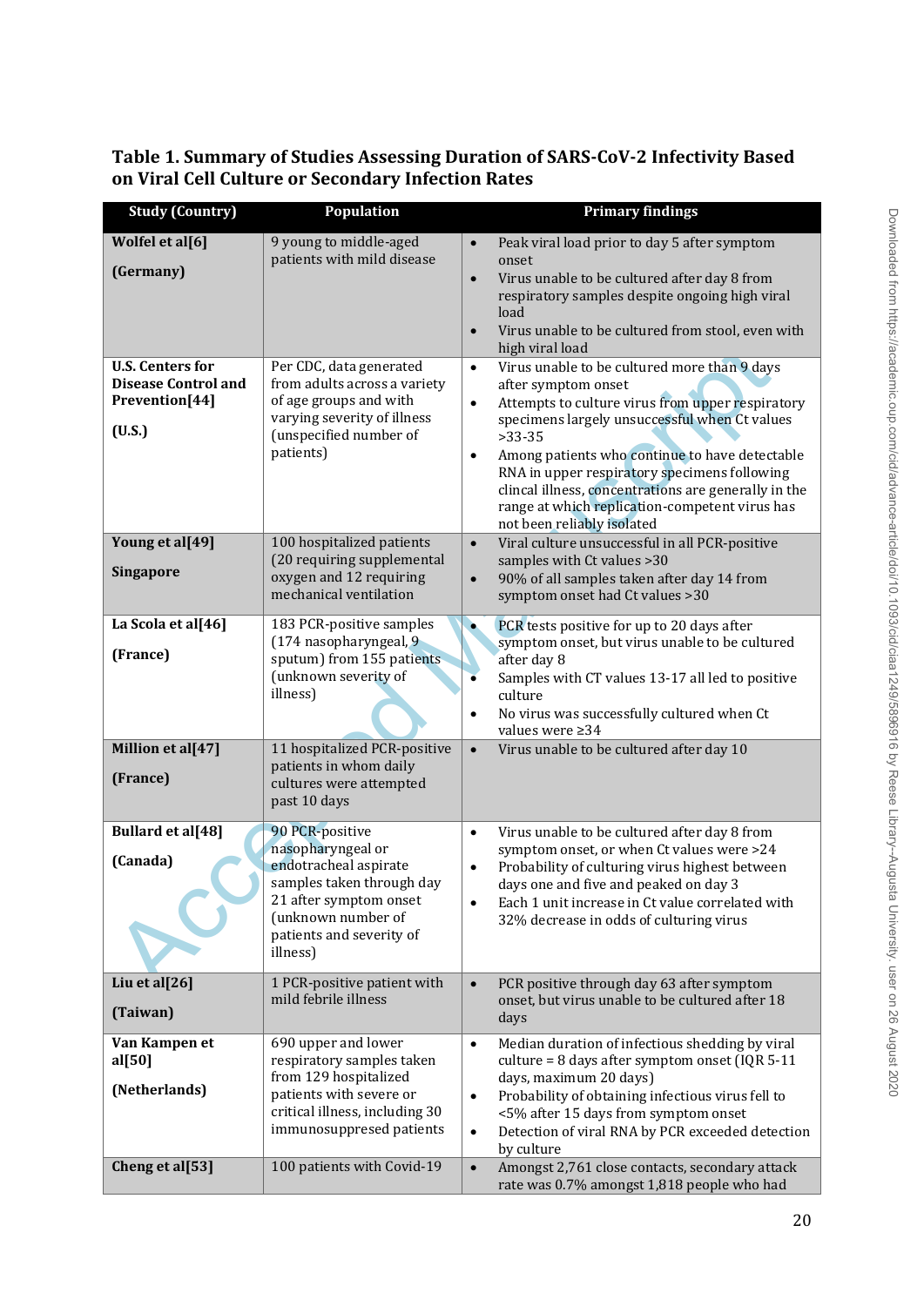## Table 1. Summary of Studies Assessing Duration of SARS-CoV-2 Infectivity Based on Viral Cell Culture or Secondary Infection Rates

| Study (Country) | Population | Primary findings |
|---|---|---|
| **Wolfel et al[6]** <br> **(Germany)** | 9 young to middle-aged patients with mild disease | • Peak viral load prior to day 5 after symptom onset <br> • Virus unable to be cultured after day 8 from respiratory samples despite ongoing high viral load <br> • Virus unable to be cultured from stool, even with high viral load |
| **U.S. Centers for Disease Control and Prevention[44]** <br> **(U.S.)** | Per CDC, data generated from adults across a variety of age groups and with varying severity of illness (unspecified number of patients) | • Virus unable to be cultured more than 9 days after symptom onset <br> • Attempts to culture virus from upper respiratory specimens largely unsuccessful when Ct values >33-35 <br> • Among patients who continue to have detectable RNA in upper respiratory specimens following clincal illness, concentrations are generally in the range at which replication-competent virus has not been reliably isolated |
| **Young et al[49]** <br> **Singapore** | 100 hospitalized patients (20 requiring supplemental oxygen and 12 requiring mechanical ventilation | • Viral culture unsuccessful in all PCR-positive samples with Ct values >30 <br> • 90% of all samples taken after day 14 from symptom onset had Ct values >30 |
| **La Scola et al[46]** <br> **(France)** | 183 PCR-positive samples (174 nasopharyngeal, 9 sputum) from 155 patients (unknown severity of illness) | • PCR tests positive for up to 20 days after symptom onset, but virus unable to be cultured after day 8 <br> • Samples with CT values 13-17 all led to positive culture <br> • No virus was successfully cultured when Ct values were ≥34 |
| **Million et al[47]** <br> **(France)** | 11 hospitalized PCR-positive patients in whom daily cultures were attempted past 10 days | • Virus unable to be cultured after day 10 |
| **Bullard et al[48]** <br> **(Canada)** | 90 PCR-positive nasopharyngeal or endotracheal aspirate samples taken through day 21 after symptom onset (unknown number of patients and severity of illness) | • Virus unable to be cultured after day 8 from symptom onset, or when Ct values were >24 <br> • Probability of culturing virus highest between days one and five and peaked on day 3 <br> • Each 1 unit increase in Ct value correlated with 32% decrease in odds of culturing virus |
| **Liu et al[26]** <br> **(Taiwan)** | 1 PCR-positive patient with mild febrile illness | • PCR positive through day 63 after symptom onset, but virus unable to be cultured after 18 days |
| **Van Kampen et al[50]** <br> **(Netherlands)** | 690 upper and lower respiratory samples taken from 129 hospitalized patients with severe or critical illness, including 30 immunosuppresed patients | • Median duration of infectious shedding by viral culture = 8 days after symptom onset (IQR 5-11 days, maximum 20 days) <br> • Probability of obtaining infectious virus fell to <5% after 15 days from symptom onset <br> • Detection of viral RNA by PCR exceeded detection by culture |
| **Cheng et al[53]** | 100 patients with Covid-19 | • Amongst 2,761 close contacts, secondary attack rate was 0.7% amongst 1,818 people who had |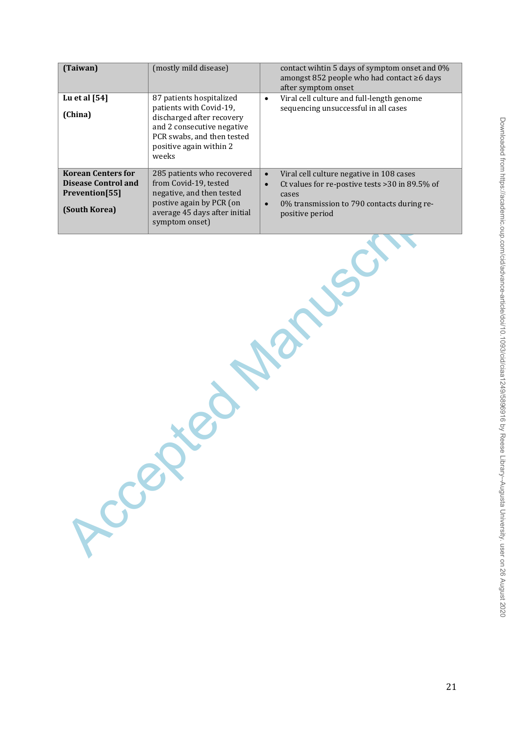| **(Taiwan)** | (mostly mild disease) | contact wihtin 5 days of symptom onset and 0% amongst 852 people who had contact ≥6 days after symptom onset |
|---|---|---|
| **Lu et al [54]**<br><br>**(China)** | 87 patients hospitalized patients with Covid-19, discharged after recovery and 2 consecutive negative PCR swabs, and then tested positive again within 2 weeks | • Viral cell culture and full-length genome sequencing unsuccessful in all cases |
| **Korean Centers for Disease Control and Prevention[55]**<br><br>**(South Korea)** | 285 patients who recovered from Covid-19, tested negative, and then tested postive again by PCR (on average 45 days after initial symptom onset) | • Viral cell culture negative in 108 cases<br>• Ct values for re-postive tests >30 in 89.5% of cases<br>• 0% transmission to 790 contacts during re-positive period |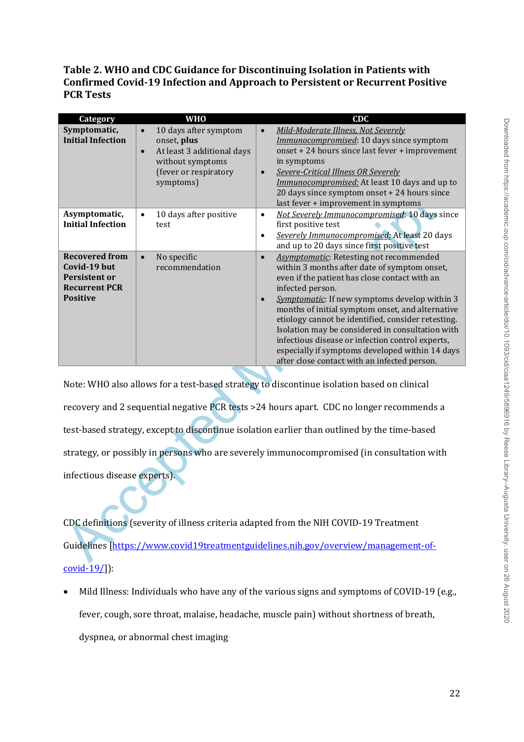**Table 2. WHO and CDC Guidance for Discontinuing Isolation in Patients with Confirmed Covid-19 Infection and Approach to Persistent or Recurrent Positive PCR Tests**

| Category | WHO | CDC |
|---|---|---|
| **Symptomatic, Initial Infection** | • 10 days after symptom onset, **plus**<br>• At least 3 additional days without symptoms (fever or respiratory symptoms) | • *Mild-Moderate Illness, Not Severely Immunocompromised*: 10 days since symptom onset + 24 hours since last fever + improvement in symptoms<br>• *Severe-Critical Illness OR Severely Immunocompromised:* At least 10 days and up to 20 days since symptom onset + 24 hours since last fever + improvement in symptoms |
| **Asymptomatic, Initial Infection** | • 10 days after positive test | • *Not Severely Immunocompromised*: 10 days since first positive test<br>• *Severely Immunocompromised*: At least 20 days and up to 20 days since first positive test |
| **Recovered from Covid-19 but Persistent or Recurrent PCR Positive** | • No specific recommendation | • *Asymptomatic*: Retesting not recommended within 3 months after date of symptom onset, even if the patient has close contact with an infected person.<br>• *Symptomatic*: If new symptoms develop within 3 months of initial symptom onset, and alternative etiology cannot be identified, consider retesting. Isolation may be considered in consultation with infectious disease or infection control experts, especially if symptoms developed within 14 days after close contact with an infected person. |

Note: WHO also allows for a test-based strategy to discontinue isolation based on clinical recovery and 2 sequential negative PCR tests >24 hours apart. CDC no longer recommends a test-based strategy, except to discontinue isolation earlier than outlined by the time-based strategy, or possibly in persons who are severely immunocompromised (in consultation with infectious disease experts).

CDC definitions (severity of illness criteria adapted from the NIH COVID-19 Treatment Guidelines [https://www.covid19treatmentguidelines.nih.gov/overview/management-of-covid-19/]):

- Mild Illness: Individuals who have any of the various signs and symptoms of COVID-19 (e.g., fever, cough, sore throat, malaise, headache, muscle pain) without shortness of breath, dyspnea, or abnormal chest imaging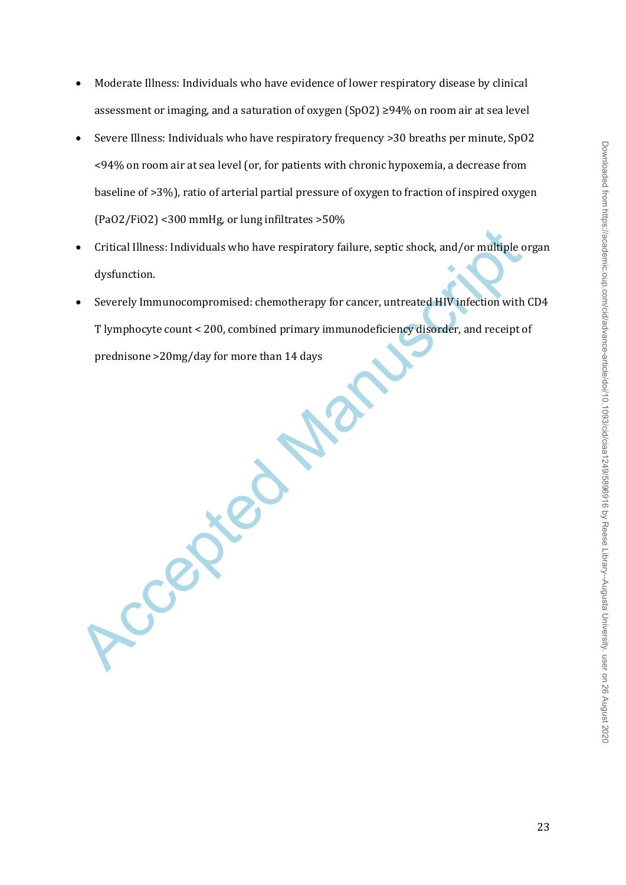- Moderate Illness: Individuals who have evidence of lower respiratory disease by clinical assessment or imaging, and a saturation of oxygen ($SpO_2$) ≥94% on room air at sea level
- Severe Illness: Individuals who have respiratory frequency >30 breaths per minute, $SpO_2$ <94% on room air at sea level (or, for patients with chronic hypoxemia, a decrease from baseline of >3%), ratio of arterial partial pressure of oxygen to fraction of inspired oxygen ($PaO_2/FiO_2$) <300 mmHg, or lung infiltrates >50%
- Critical Illness: Individuals who have respiratory failure, septic shock, and/or multiple organ dysfunction.
- Severely Immunocompromised: chemotherapy for cancer, untreated HIV infection with CD4 T lymphocyte count < 200, combined primary immunodeficiency disorder, and receipt of prednisone >20mg/day for more than 14 days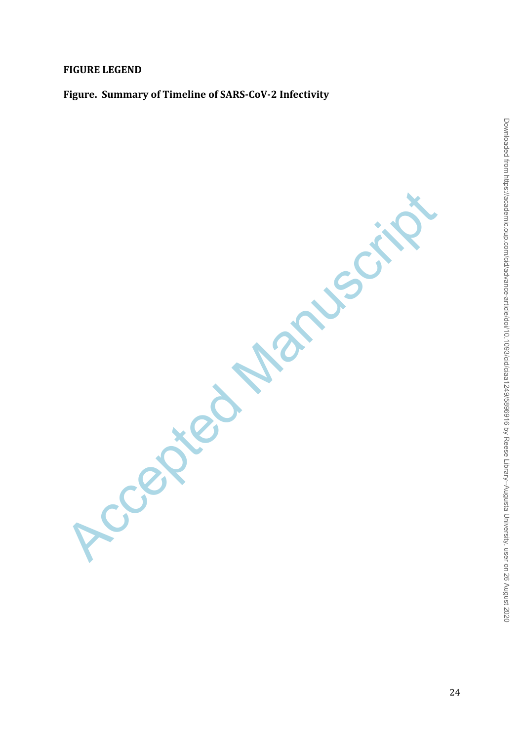**FIGURE LEGEND**

**Figure. Summary of Timeline of SARS-CoV-2 Infectivity**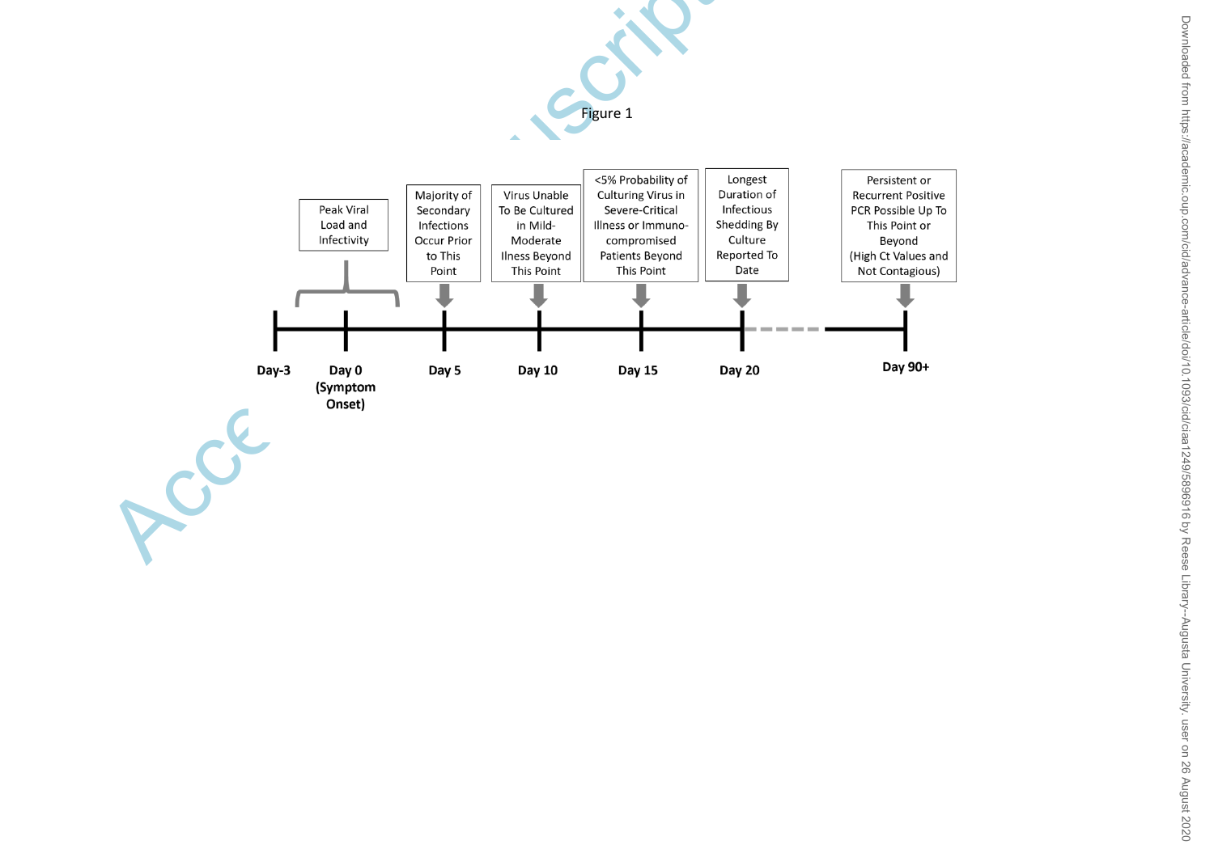Figure 1

Peak Viral Load and Infectivity

Majority of Secondary Infections Occur Prior to This Point

Virus Unable To Be Cultured in Mild-Moderate Ilness Beyond This Point

<5% Probability of Culturing Virus in Severe-Critical Illness or Immuno-compromised Patients Beyond This Point

Longest Duration of Infectious Shedding By Culture Reported To Date

Persistent or Recurrent Positive PCR Possible Up To This Point or Beyond (High Ct Values and Not Contagious)

Day-3

Day 0 (Symptom Onset)

Day 5

Day 10

Day 15

Day 20

Day 90+